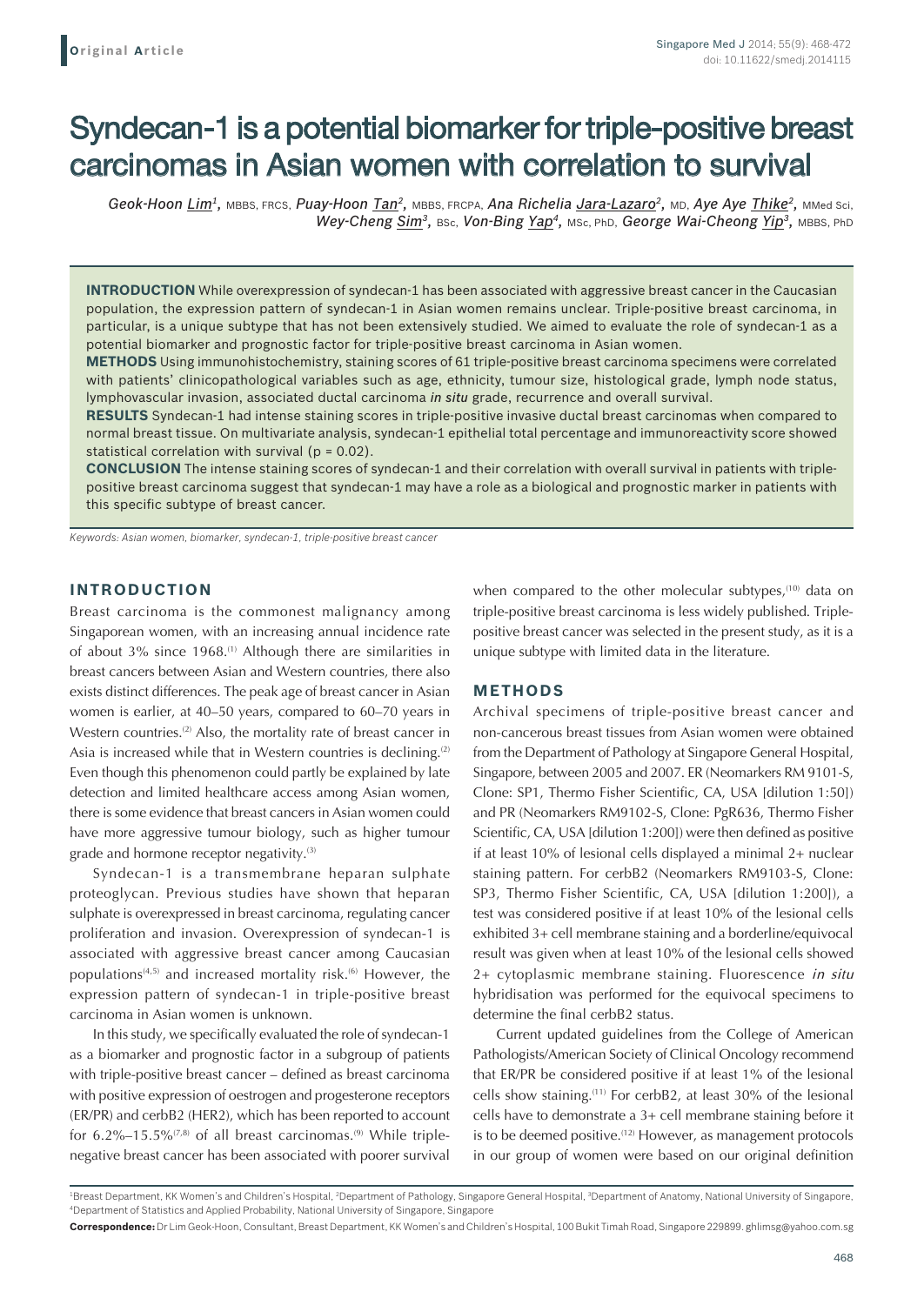Original Article

# Syndecan-1 is a potential biomarker for triple-positive breast carcinomas in Asian women with correlation to survival

*Geok-Hoon Lim*[1], MBBS, FRCS, *Puay-Hoon Tan*[2], MBBS, FRCPA, *Ana Richelia Jara-Lazaro*[2], MD, *Aye Aye Thike*[2], MMed Sci, *Wey-Cheng Sim*[3], BSc, *Von-Bing Yap*[4], MSc, PhD, *George Wai-Cheong Yip*[3], MBBS, PhD

**INTRODUCTION** While overexpression of syndecan-1 has been associated with aggressive breast cancer in the Caucasian population, the expression pattern of syndecan-1 in Asian women remains unclear. Triple-positive breast carcinoma, in particular, is a unique subtype that has not been extensively studied. We aimed to evaluate the role of syndecan-1 as a potential biomarker and prognostic factor for triple-positive breast carcinoma in Asian women.

**METHODS** Using immunohistochemistry, staining scores of 61 triple-positive breast carcinoma specimens were correlated with patients' clinicopathological variables such as age, ethnicity, tumour size, histological grade, lymph node status, lymphovascular invasion, associated ductal carcinoma *in situ* grade, recurrence and overall survival.

**RESULTS** Syndecan-1 had intense staining scores in triple-positive invasive ductal breast carcinomas when compared to normal breast tissue. On multivariate analysis, syndecan-1 epithelial total percentage and immunoreactivity score showed statistical correlation with survival ($p = 0.02$).

**CONCLUSION** The intense staining scores of syndecan-1 and their correlation with overall survival in patients with triple-positive breast carcinoma suggest that syndecan-1 may have a role as a biological and prognostic marker in patients with this specific subtype of breast cancer.

*Keywords: Asian women, biomarker, syndecan-1, triple-positive breast cancer*

## INTRODUCTION

Breast carcinoma is the commonest malignancy among Singaporean women, with an increasing annual incidence rate of about 3% since 1968.[1] Although there are similarities in breast cancers between Asian and Western countries, there also exists distinct differences. The peak age of breast cancer in Asian women is earlier, at 40–50 years, compared to 60–70 years in Western countries.[2] Also, the mortality rate of breast cancer in Asia is increased while that in Western countries is declining.[2] Even though this phenomenon could partly be explained by late detection and limited healthcare access among Asian women, there is some evidence that breast cancers in Asian women could have more aggressive tumour biology, such as higher tumour grade and hormone receptor negativity.[3]

Syndecan-1 is a transmembrane heparan sulphate proteoglycan. Previous studies have shown that heparan sulphate is overexpressed in breast carcinoma, regulating cancer proliferation and invasion. Overexpression of syndecan-1 is associated with aggressive breast cancer among Caucasian populations[4,5] and increased mortality risk.[6] However, the expression pattern of syndecan-1 in triple-positive breast carcinoma in Asian women is unknown.

In this study, we specifically evaluated the role of syndecan-1 as a biomarker and prognostic factor in a subgroup of patients with triple-positive breast cancer – defined as breast carcinoma with positive expression of oestrogen and progesterone receptors (ER/PR) and cerbB2 (HER2), which has been reported to account for 6.2%–15.5%[7,8] of all breast carcinomas.[9] While triple-negative breast cancer has been associated with poorer survival when compared to the other molecular subtypes,[10] data on triple-positive breast carcinoma is less widely published. Triple-positive breast cancer was selected in the present study, as it is a unique subtype with limited data in the literature.

## METHODS

Archival specimens of triple-positive breast cancer and non-cancerous breast tissues from Asian women were obtained from the Department of Pathology at Singapore General Hospital, Singapore, between 2005 and 2007. ER (Neomarkers RM 9101-S, Clone: SP1, Thermo Fisher Scientific, CA, USA [dilution 1:50]) and PR (Neomarkers RM9102-S, Clone: PgR636, Thermo Fisher Scientific, CA, USA [dilution 1:200]) were then defined as positive if at least 10% of lesional cells displayed a minimal 2+ nuclear staining pattern. For cerbB2 (Neomarkers RM9103-S, Clone: SP3, Thermo Fisher Scientific, CA, USA [dilution 1:200]), a test was considered positive if at least 10% of the lesional cells exhibited 3+ cell membrane staining and a borderline/equivocal result was given when at least 10% of the lesional cells showed 2+ cytoplasmic membrane staining. Fluorescence *in situ* hybridisation was performed for the equivocal specimens to determine the final cerbB2 status.

Current updated guidelines from the College of American Pathologists/American Society of Clinical Oncology recommend that ER/PR be considered positive if at least 1% of the lesional cells show staining.[11] For cerbB2, at least 30% of the lesional cells have to demonstrate a 3+ cell membrane staining before it is to be deemed positive.[12] However, as management protocols in our group of women were based on our original definition

[1]Breast Department, KK Women's and Children's Hospital, [2]Department of Pathology, Singapore General Hospital, [3]Department of Anatomy, National University of Singapore, [4]Department of Statistics and Applied Probability, National University of Singapore, Singapore

**Correspondence:** Dr Lim Geok-Hoon, Consultant, Breast Department, KK Women's and Children's Hospital, 100 Bukit Timah Road, Singapore 229899. ghlimsg@yahoo.com.sg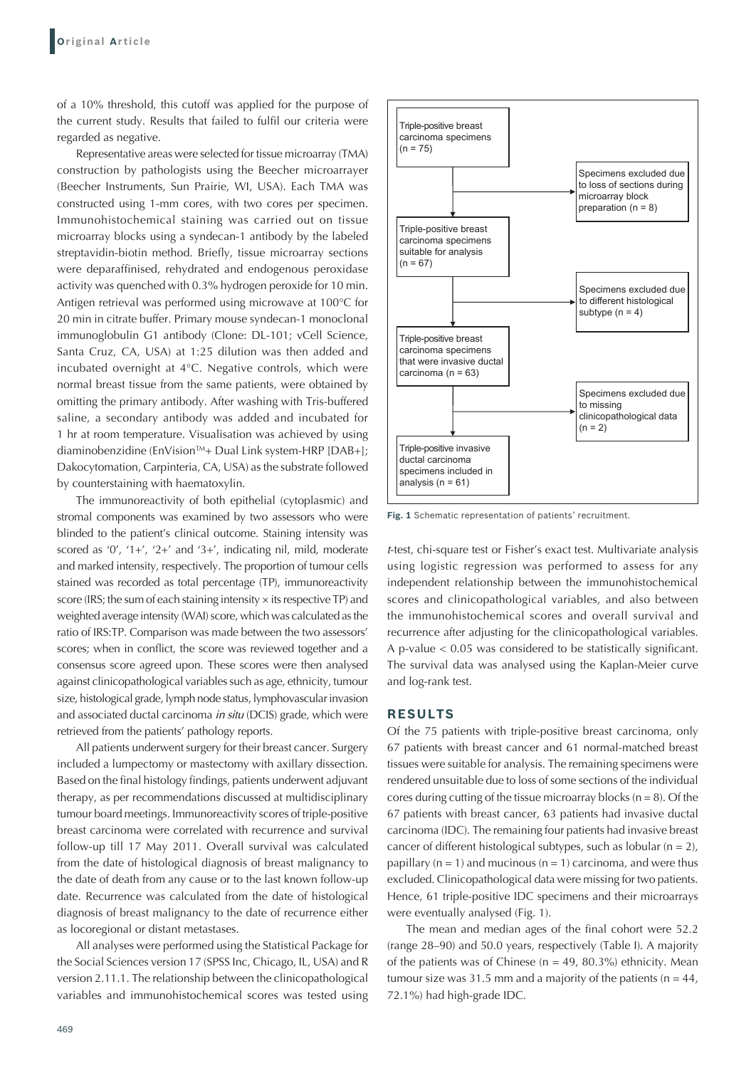of a 10% threshold, this cutoff was applied for the purpose of the current study. Results that failed to fulfil our criteria were regarded as negative.

Representative areas were selected for tissue microarray (TMA) construction by pathologists using the Beecher microarrayer (Beecher Instruments, Sun Prairie, WI, USA). Each TMA was constructed using 1-mm cores, with two cores per specimen. Immunohistochemical staining was carried out on tissue microarray blocks using a syndecan-1 antibody by the labeled streptavidin-biotin method. Briefly, tissue microarray sections were deparaffinised, rehydrated and endogenous peroxidase activity was quenched with 0.3% hydrogen peroxide for 10 min. Antigen retrieval was performed using microwave at 100°C for 20 min in citrate buffer. Primary mouse syndecan-1 monoclonal immunoglobulin G1 antibody (Clone: DL-101; vCell Science, Santa Cruz, CA, USA) at 1:25 dilution was then added and incubated overnight at 4°C. Negative controls, which were normal breast tissue from the same patients, were obtained by omitting the primary antibody. After washing with Tris-buffered saline, a secondary antibody was added and incubated for 1 hr at room temperature. Visualisation was achieved by using diaminobenzidine (EnVision™+ Dual Link system-HRP [DAB+]; Dakocytomation, Carpinteria, CA, USA) as the substrate followed by counterstaining with haematoxylin.

The immunoreactivity of both epithelial (cytoplasmic) and stromal components was examined by two assessors who were blinded to the patient's clinical outcome. Staining intensity was scored as '0', '1+', '2+' and '3+', indicating nil, mild, moderate and marked intensity, respectively. The proportion of tumour cells stained was recorded as total percentage (TP), immunoreactivity score (IRS; the sum of each staining intensity × its respective TP) and weighted average intensity (WAI) score, which was calculated as the ratio of IRS:TP. Comparison was made between the two assessors' scores; when in conflict, the score was reviewed together and a consensus score agreed upon. These scores were then analysed against clinicopathological variables such as age, ethnicity, tumour size, histological grade, lymph node status, lymphovascular invasion and associated ductal carcinoma *in situ* (DCIS) grade, which were retrieved from the patients' pathology reports.

All patients underwent surgery for their breast cancer. Surgery included a lumpectomy or mastectomy with axillary dissection. Based on the final histology findings, patients underwent adjuvant therapy, as per recommendations discussed at multidisciplinary tumour board meetings. Immunoreactivity scores of triple-positive breast carcinoma were correlated with recurrence and survival follow-up till 17 May 2011. Overall survival was calculated from the date of histological diagnosis of breast malignancy to the date of death from any cause or to the last known follow-up date. Recurrence was calculated from the date of histological diagnosis of breast malignancy to the date of recurrence either as locoregional or distant metastases.

All analyses were performed using the Statistical Package for the Social Sciences version 17 (SPSS Inc, Chicago, IL, USA) and R version 2.11.1. The relationship between the clinicopathological variables and immunohistochemical scores was tested using *t*-test, chi-square test or Fisher's exact test. Multivariate analysis using logistic regression was performed to assess for any independent relationship between the immunohistochemical scores and clinicopathological variables, and also between the immunohistochemical scores and overall survival and recurrence after adjusting for the clinicopathological variables. A p-value < 0.05 was considered to be statistically significant. The survival data was analysed using the Kaplan-Meier curve and log-rank test.

Triple-positive breast carcinoma specimens (n = 75)
→ Specimens excluded due to loss of sections during microarray block preparation (n = 8)
Triple-positive breast carcinoma specimens suitable for analysis (n = 67)
→ Specimens excluded due to different histological subtype (n = 4)
Triple-positive breast carcinoma specimens that were invasive ductal carcinoma (n = 63)
→ Specimens excluded due to missing clinicopathological data (n = 2)
Triple-positive invasive ductal carcinoma specimens included in analysis (n = 61)

**Fig. 1** Schematic representation of patients' recruitment.

## RESULTS

Of the 75 patients with triple-positive breast carcinoma, only 67 patients with breast cancer and 61 normal-matched breast tissues were suitable for analysis. The remaining specimens were rendered unsuitable due to loss of some sections of the individual cores during cutting of the tissue microarray blocks (n = 8). Of the 67 patients with breast cancer, 63 patients had invasive ductal carcinoma (IDC). The remaining four patients had invasive breast cancer of different histological subtypes, such as lobular (n = 2), papillary (n = 1) and mucinous (n = 1) carcinoma, and were thus excluded. Clinicopathological data were missing for two patients. Hence, 61 triple-positive IDC specimens and their microarrays were eventually analysed (Fig. 1).

The mean and median ages of the final cohort were 52.2 (range 28–90) and 50.0 years, respectively (Table I). A majority of the patients was of Chinese (n = 49, 80.3%) ethnicity. Mean tumour size was 31.5 mm and a majority of the patients (n = 44, 72.1%) had high-grade IDC.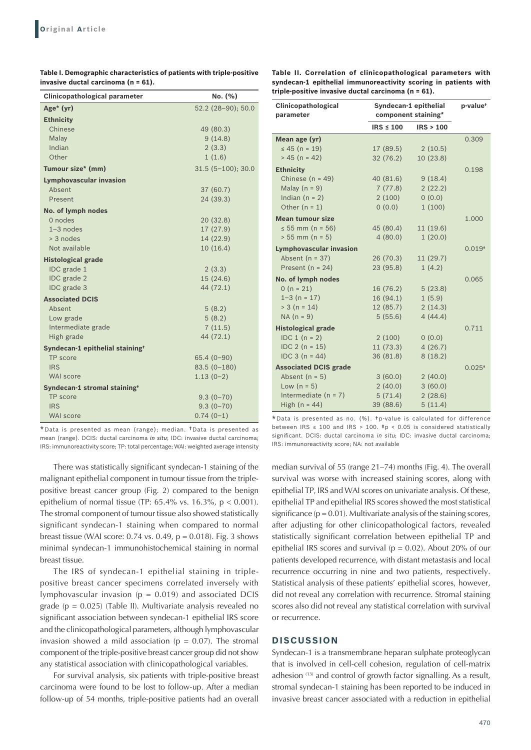**Table I. Demographic characteristics of patients with triple-positive invasive ductal carcinoma (n = 61).**

| Clinicopathological parameter | No. (%) |
|---|---|
| **Age* (yr)** | 52.2 (28–90); 50.0 |
| **Ethnicity** | |
| Chinese | 49 (80.3) |
| Malay | 9 (14.8) |
| Indian | 2 (3.3) |
| Other | 1 (1.6) |
| **Tumour size* (mm)** | 31.5 (5–100); 30.0 |
| **Lymphovascular invasion** | |
| Absent | 37 (60.7) |
| Present | 24 (39.3) |
| **No. of lymph nodes** | |
| 0 nodes | 20 (32.8) |
| 1–3 nodes | 17 (27.9) |
| > 3 nodes | 14 (22.9) |
| Not available | 10 (16.4) |
| **Histological grade** | |
| IDC grade 1 | 2 (3.3) |
| IDC grade 2 | 15 (24.6) |
| IDC grade 3 | 44 (72.1) |
| **Associated DCIS** | |
| Absent | 5 (8.2) |
| Low grade | 5 (8.2) |
| Intermediate grade | 7 (11.5) |
| High grade | 44 (72.1) |
| **Syndecan-1 epithelial staining†** | |
| TP score | 65.4 (0–90) |
| IRS | 83.5 (0–180) |
| WAI score | 1.13 (0–2) |
| **Syndecan-1 stromal staining†** | |
| TP score | 9.3 (0–70) |
| IRS | 9.3 (0–70) |
| WAI score | 0.74 (0–1) |

*Data is presented as mean (range); median. †Data is presented as mean (range). DCIS: ductal carcinoma *in situ*; IDC: invasive ductal carcinoma; IRS: immunoreactivity score; TP: total percentage; WAI: weighted average intensity

**Table II. Correlation of clinicopathological parameters with syndecan-1 epithelial immunoreactivity scoring in patients with triple-positive invasive ductal carcinoma (n = 61).**

| Clinicopathological parameter | Syndecan-1 epithelial component staining* | | p-value† |
|---|---|---|---|
| | IRS ≤ 100 | IRS > 100 | |
| **Mean age (yr)** | | | 0.309 |
| ≤ 45 (n = 19) | 17 (89.5) | 2 (10.5) | |
| > 45 (n = 42) | 32 (76.2) | 10 (23.8) | |
| **Ethnicity** | | | 0.198 |
| Chinese (n = 49) | 40 (81.6) | 9 (18.4) | |
| Malay (n = 9) | 7 (77.8) | 2 (22.2) | |
| Indian (n = 2) | 2 (100) | 0 (0.0) | |
| Other (n = 1) | 0 (0.0) | 1 (100) | |
| **Mean tumour size** | | | 1.000 |
| ≤ 55 mm (n = 56) | 45 (80.4) | 11 (19.6) | |
| > 55 mm (n = 5) | 4 (80.0) | 1 (20.0) | |
| **Lymphovascular invasion** | | | 0.019‡ |
| Absent (n = 37) | 26 (70.3) | 11 (29.7) | |
| Present (n = 24) | 23 (95.8) | 1 (4.2) | |
| **No. of lymph nodes** | | | 0.065 |
| 0 (n = 21) | 16 (76.2) | 5 (23.8) | |
| 1–3 (n = 17) | 16 (94.1) | 1 (5.9) | |
| > 3 (n = 14) | 12 (85.7) | 2 (14.3) | |
| NA (n = 9) | 5 (55.6) | 4 (44.4) | |
| **Histological grade** | | | 0.711 |
| IDC 1 (n = 2) | 2 (100) | 0 (0.0) | |
| IDC 2 (n = 15) | 11 (73.3) | 4 (26.7) | |
| IDC 3 (n = 44) | 36 (81.8) | 8 (18.2) | |
| **Associated DCIS grade** | | | 0.025‡ |
| Absent (n = 5) | 3 (60.0) | 2 (40.0) | |
| Low (n = 5) | 2 (40.0) | 3 (60.0) | |
| Intermediate (n = 7) | 5 (71.4) | 2 (28.6) | |
| High (n = 44) | 39 (88.6) | 5 (11.4) | |

*Data is presented as no. (%). †p-value is calculated for difference between IRS ≤ 100 and IRS > 100. ‡p < 0.05 is considered statistically significant. DCIS: ductal carcinoma *in situ*; IDC: invasive ductal carcinoma; IRS: immunoreactivity score; NA: not available

There was statistically significant syndecan-1 staining of the malignant epithelial component in tumour tissue from the triple-positive breast cancer group (Fig. 2) compared to the benign epithelium of normal tissue (TP: 65.4% vs. 16.3%, $p < 0.001$). The stromal component of tumour tissue also showed statistically significant syndecan-1 staining when compared to normal breast tissue (WAI score: 0.74 vs. 0.49, $p = 0.018$). Fig. 3 shows minimal syndecan-1 immunohistochemical staining in normal breast tissue.

The IRS of syndecan-1 epithelial staining in triple-positive breast cancer specimens correlated inversely with lymphovascular invasion ($p = 0.019$) and associated DCIS grade ($p = 0.025$) (Table II). Multivariate analysis revealed no significant association between syndecan-1 epithelial IRS score and the clinicopathological parameters, although lymphovascular invasion showed a mild association ($p = 0.07$). The stromal component of the triple-positive breast cancer group did not show any statistical association with clinicopathological variables.

For survival analysis, six patients with triple-positive breast carcinoma were found to be lost to follow-up. After a median follow-up of 54 months, triple-positive patients had an overall median survival of 55 (range 21–74) months (Fig. 4). The overall survival was worse with increased staining scores, along with epithelial TP, IRS and WAI scores on univariate analysis. Of these, epithelial TP and epithelial IRS scores showed the most statistical significance ($p = 0.01$). Multivariate analysis of the staining scores, after adjusting for other clinicopathological factors, revealed statistically significant correlation between epithelial TP and epithelial IRS scores and survival ($p = 0.02$). About 20% of our patients developed recurrence, with distant metastasis and local recurrence occurring in nine and two patients, respectively. Statistical analysis of these patients' epithelial scores, however, did not reveal any correlation with recurrence. Stromal staining scores also did not reveal any statistical correlation with survival or recurrence.

## DISCUSSION

Syndecan-1 is a transmembrane heparan sulphate proteoglycan that is involved in cell-cell cohesion, regulation of cell-matrix adhesion [13] and control of growth factor signalling. As a result, stromal syndecan-1 staining has been reported to be induced in invasive breast cancer associated with a reduction in epithelial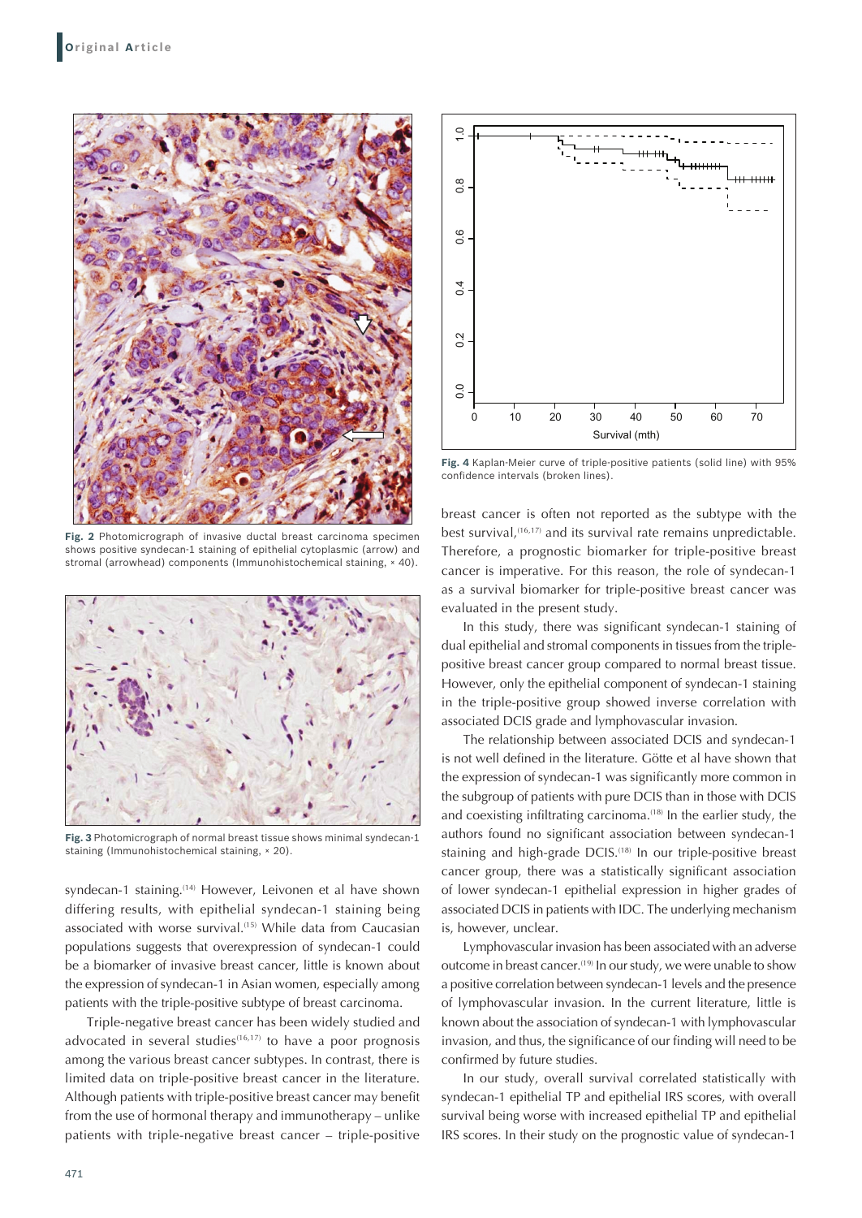Fig. 2 Photomicrograph of invasive ductal breast carcinoma specimen shows positive syndecan-1 staining of epithelial cytoplasmic (arrow) and stromal (arrowhead) components (Immunohistochemical staining, × 40).

Fig. 3 Photomicrograph of normal breast tissue shows minimal syndecan-1 staining (Immunohistochemical staining, × 20).

syndecan-1 staining.[14] However, Leivonen et al have shown differing results, with epithelial syndecan-1 staining being associated with worse survival.[15] While data from Caucasian populations suggests that overexpression of syndecan-1 could be a biomarker of invasive breast cancer, little is known about the expression of syndecan-1 in Asian women, especially among patients with the triple-positive subtype of breast carcinoma.

Triple-negative breast cancer has been widely studied and advocated in several studies[16,17] to have a poor prognosis among the various breast cancer subtypes. In contrast, there is limited data on triple-positive breast cancer in the literature. Although patients with triple-positive breast cancer may benefit from the use of hormonal therapy and immunotherapy – unlike patients with triple-negative breast cancer – triple-positive breast cancer is often not reported as the subtype with the best survival,[16,17] and its survival rate remains unpredictable. Therefore, a prognostic biomarker for triple-positive breast cancer is imperative. For this reason, the role of syndecan-1 as a survival biomarker for triple-positive breast cancer was evaluated in the present study.

Fig. 4 Kaplan-Meier curve of triple-positive patients (solid line) with 95% confidence intervals (broken lines).

In this study, there was significant syndecan-1 staining of dual epithelial and stromal components in tissues from the triple-positive breast cancer group compared to normal breast tissue. However, only the epithelial component of syndecan-1 staining in the triple-positive group showed inverse correlation with associated DCIS grade and lymphovascular invasion.

The relationship between associated DCIS and syndecan-1 is not well defined in the literature. Götte et al have shown that the expression of syndecan-1 was significantly more common in the subgroup of patients with pure DCIS than in those with DCIS and coexisting infiltrating carcinoma.[18] In the earlier study, the authors found no significant association between syndecan-1 staining and high-grade DCIS.[18] In our triple-positive breast cancer group, there was a statistically significant association of lower syndecan-1 epithelial expression in higher grades of associated DCIS in patients with IDC. The underlying mechanism is, however, unclear.

Lymphovascular invasion has been associated with an adverse outcome in breast cancer.[19] In our study, we were unable to show a positive correlation between syndecan-1 levels and the presence of lymphovascular invasion. In the current literature, little is known about the association of syndecan-1 with lymphovascular invasion, and thus, the significance of our finding will need to be confirmed by future studies.

In our study, overall survival correlated statistically with syndecan-1 epithelial TP and epithelial IRS scores, with overall survival being worse with increased epithelial TP and epithelial IRS scores. In their study on the prognostic value of syndecan-1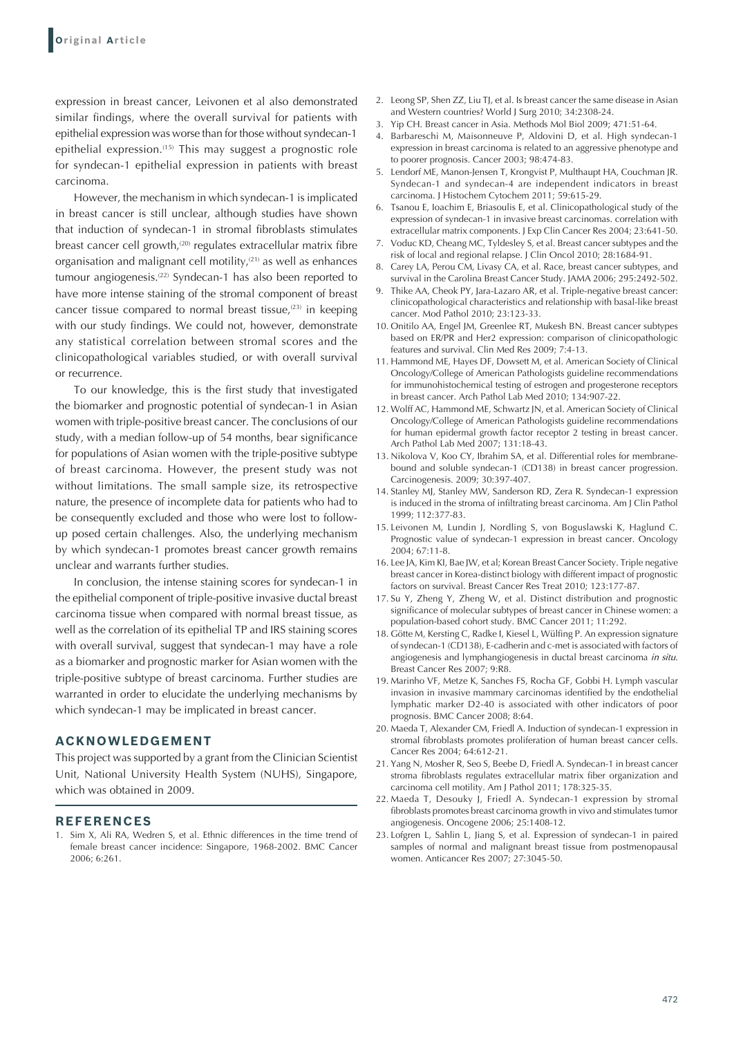expression in breast cancer, Leivonen et al also demonstrated similar findings, where the overall survival for patients with epithelial expression was worse than for those without syndecan-1 epithelial expression.[15] This may suggest a prognostic role for syndecan-1 epithelial expression in patients with breast carcinoma.

However, the mechanism in which syndecan-1 is implicated in breast cancer is still unclear, although studies have shown that induction of syndecan-1 in stromal fibroblasts stimulates breast cancer cell growth,[20] regulates extracellular matrix fibre organisation and malignant cell motility,[21] as well as enhances tumour angiogenesis.[22] Syndecan-1 has also been reported to have more intense staining of the stromal component of breast cancer tissue compared to normal breast tissue,[23] in keeping with our study findings. We could not, however, demonstrate any statistical correlation between stromal scores and the clinicopathological variables studied, or with overall survival or recurrence.

To our knowledge, this is the first study that investigated the biomarker and prognostic potential of syndecan-1 in Asian women with triple-positive breast cancer. The conclusions of our study, with a median follow-up of 54 months, bear significance for populations of Asian women with the triple-positive subtype of breast carcinoma. However, the present study was not without limitations. The small sample size, its retrospective nature, the presence of incomplete data for patients who had to be consequently excluded and those who were lost to follow-up posed certain challenges. Also, the underlying mechanism by which syndecan-1 promotes breast cancer growth remains unclear and warrants further studies.

In conclusion, the intense staining scores for syndecan-1 in the epithelial component of triple-positive invasive ductal breast carcinoma tissue when compared with normal breast tissue, as well as the correlation of its epithelial TP and IRS staining scores with overall survival, suggest that syndecan-1 may have a role as a biomarker and prognostic marker for Asian women with the triple-positive subtype of breast carcinoma. Further studies are warranted in order to elucidate the underlying mechanisms by which syndecan-1 may be implicated in breast cancer.

## ACKNOWLEDGEMENT

This project was supported by a grant from the Clinician Scientist Unit, National University Health System (NUHS), Singapore, which was obtained in 2009.

## REFERENCES

1. Sim X, Ali RA, Wedren S, et al. Ethnic differences in the time trend of female breast cancer incidence: Singapore, 1968-2002. BMC Cancer 2006; 6:261.
2. Leong SP, Shen ZZ, Liu TJ, et al. Is breast cancer the same disease in Asian and Western countries? World J Surg 2010; 34:2308-24.
3. Yip CH. Breast cancer in Asia. Methods Mol Biol 2009; 471:51-64.
4. Barbareschi M, Maisonneuve P, Aldovini D, et al. High syndecan-1 expression in breast carcinoma is related to an aggressive phenotype and to poorer prognosis. Cancer 2003; 98:474-83.
5. Lendorf ME, Manon-Jensen T, Krongvist P, Multhaupt HA, Couchman JR. Syndecan-1 and syndecan-4 are independent indicators in breast carcinoma. J Histochem Cytochem 2011; 59:615-29.
6. Tsanou E, Ioachim E, Briasoulis E, et al. Clinicopathological study of the expression of syndecan-1 in invasive breast carcinomas. correlation with extracellular matrix components. J Exp Clin Cancer Res 2004; 23:641-50.
7. Voduc KD, Cheang MC, Tyldesley S, et al. Breast cancer subtypes and the risk of local and regional relapse. J Clin Oncol 2010; 28:1684-91.
8. Carey LA, Perou CM, Livasy CA, et al. Race, breast cancer subtypes, and survival in the Carolina Breast Cancer Study. JAMA 2006; 295:2492-502.
9. Thike AA, Cheok PY, Jara-Lazaro AR, et al. Triple-negative breast cancer: clinicopathological characteristics and relationship with basal-like breast cancer. Mod Pathol 2010; 23:123-33.
10. Onitilo AA, Engel JM, Greenlee RT, Mukesh BN. Breast cancer subtypes based on ER/PR and Her2 expression: comparison of clinicopathologic features and survival. Clin Med Res 2009; 7:4-13.
11. Hammond ME, Hayes DF, Dowsett M, et al. American Society of Clinical Oncology/College of American Pathologists guideline recommendations for immunohistochemical testing of estrogen and progesterone receptors in breast cancer. Arch Pathol Lab Med 2010; 134:907-22.
12. Wolff AC, Hammond ME, Schwartz JN, et al. American Society of Clinical Oncology/College of American Pathologists guideline recommendations for human epidermal growth factor receptor 2 testing in breast cancer. Arch Pathol Lab Med 2007; 131:18-43.
13. Nikolova V, Koo CY, Ibrahim SA, et al. Differential roles for membrane-bound and soluble syndecan-1 (CD138) in breast cancer progression. Carcinogenesis. 2009; 30:397-407.
14. Stanley MJ, Stanley MW, Sanderson RD, Zera R. Syndecan-1 expression is induced in the stroma of infiltrating breast carcinoma. Am J Clin Pathol 1999; 112:377-83.
15. Leivonen M, Lundin J, Nordling S, von Boguslawski K, Haglund C. Prognostic value of syndecan-1 expression in breast cancer. Oncology 2004; 67:11-8.
16. Lee JA, Kim KI, Bae JW, et al; Korean Breast Cancer Society. Triple negative breast cancer in Korea-distinct biology with different impact of prognostic factors on survival. Breast Cancer Res Treat 2010; 123:177-87.
17. Su Y, Zheng Y, Zheng W, et al. Distinct distribution and prognostic significance of molecular subtypes of breast cancer in Chinese women: a population-based cohort study. BMC Cancer 2011; 11:292.
18. Götte M, Kersting C, Radke I, Kiesel L, Wülfing P. An expression signature of syndecan-1 (CD138), E-cadherin and c-met is associated with factors of angiogenesis and lymphangiogenesis in ductal breast carcinoma *in situ*. Breast Cancer Res 2007; 9:R8.
19. Marinho VF, Metze K, Sanches FS, Rocha GF, Gobbi H. Lymph vascular invasion in invasive mammary carcinomas identified by the endothelial lymphatic marker D2-40 is associated with other indicators of poor prognosis. BMC Cancer 2008; 8:64.
20. Maeda T, Alexander CM, Friedl A. Induction of syndecan-1 expression in stromal fibroblasts promotes proliferation of human breast cancer cells. Cancer Res 2004; 64:612-21.
21. Yang N, Mosher R, Seo S, Beebe D, Friedl A. Syndecan-1 in breast cancer stroma fibroblasts regulates extracellular matrix fiber organization and carcinoma cell motility. Am J Pathol 2011; 178:325-35.
22. Maeda T, Desouky J, Friedl A. Syndecan-1 expression by stromal fibroblasts promotes breast carcinoma growth in vivo and stimulates tumor angiogenesis. Oncogene 2006; 25:1408-12.
23. Lofgren L, Sahlin L, Jiang S, et al. Expression of syndecan-1 in paired samples of normal and malignant breast tissue from postmenopausal women. Anticancer Res 2007; 27:3045-50.